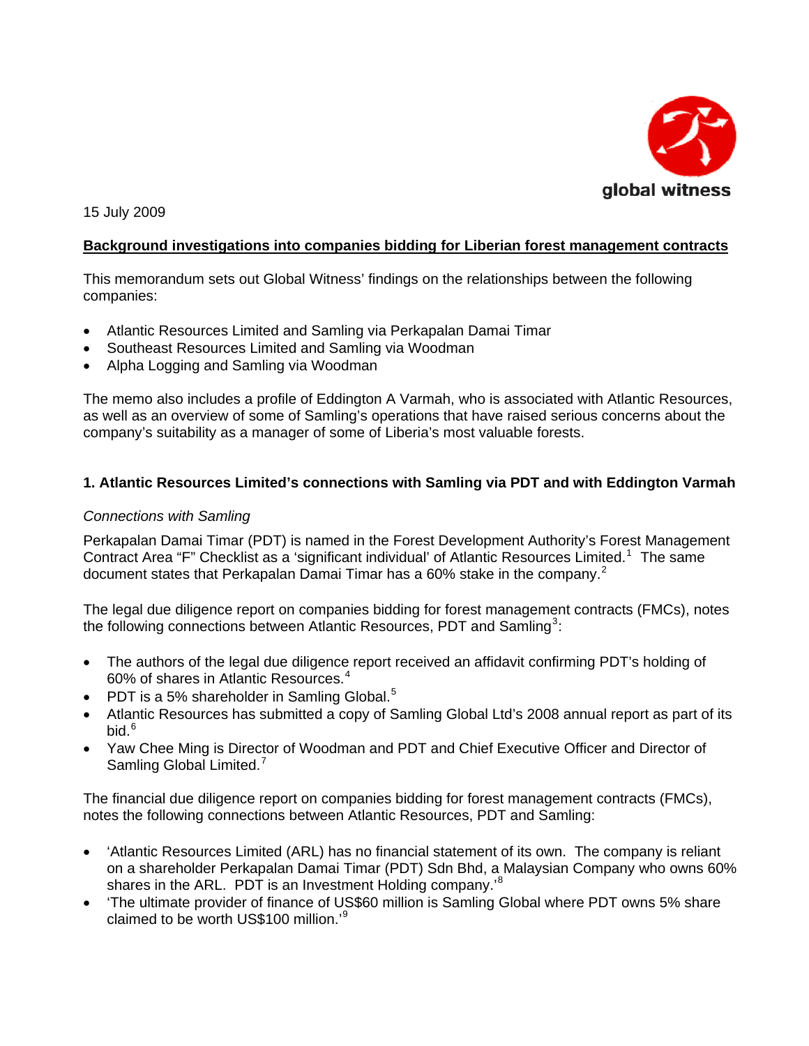global witness

15 July 2009

**Background investigations into companies bidding for Liberian forest management contracts**

This memorandum sets out Global Witness' findings on the relationships between the following companies:

- Atlantic Resources Limited and Samling via Perkapalan Damai Timar
- Southeast Resources Limited and Samling via Woodman
- Alpha Logging and Samling via Woodman

The memo also includes a profile of Eddington A Varmah, who is associated with Atlantic Resources, as well as an overview of some of Samling's operations that have raised serious concerns about the company's suitability as a manager of some of Liberia's most valuable forests.

### 1. Atlantic Resources Limited's connections with Samling via PDT and with Eddington Varmah

*Connections with Samling*

Perkapalan Damai Timar (PDT) is named in the Forest Development Authority's Forest Management Contract Area "F" Checklist as a 'significant individual' of Atlantic Resources Limited.[1] The same document states that Perkapalan Damai Timar has a 60% stake in the company.[2]

The legal due diligence report on companies bidding for forest management contracts (FMCs), notes the following connections between Atlantic Resources, PDT and Samling[3]:

- The authors of the legal due diligence report received an affidavit confirming PDT's holding of 60% of shares in Atlantic Resources.[4]
- PDT is a 5% shareholder in Samling Global.[5]
- Atlantic Resources has submitted a copy of Samling Global Ltd's 2008 annual report as part of its bid.[6]
- Yaw Chee Ming is Director of Woodman and PDT and Chief Executive Officer and Director of Samling Global Limited.[7]

The financial due diligence report on companies bidding for forest management contracts (FMCs), notes the following connections between Atlantic Resources, PDT and Samling:

- 'Atlantic Resources Limited (ARL) has no financial statement of its own. The company is reliant on a shareholder Perkapalan Damai Timar (PDT) Sdn Bhd, a Malaysian Company who owns 60% shares in the ARL. PDT is an Investment Holding company.'[8]
- 'The ultimate provider of finance of US$60 million is Samling Global where PDT owns 5% share claimed to be worth US$100 million.'[9]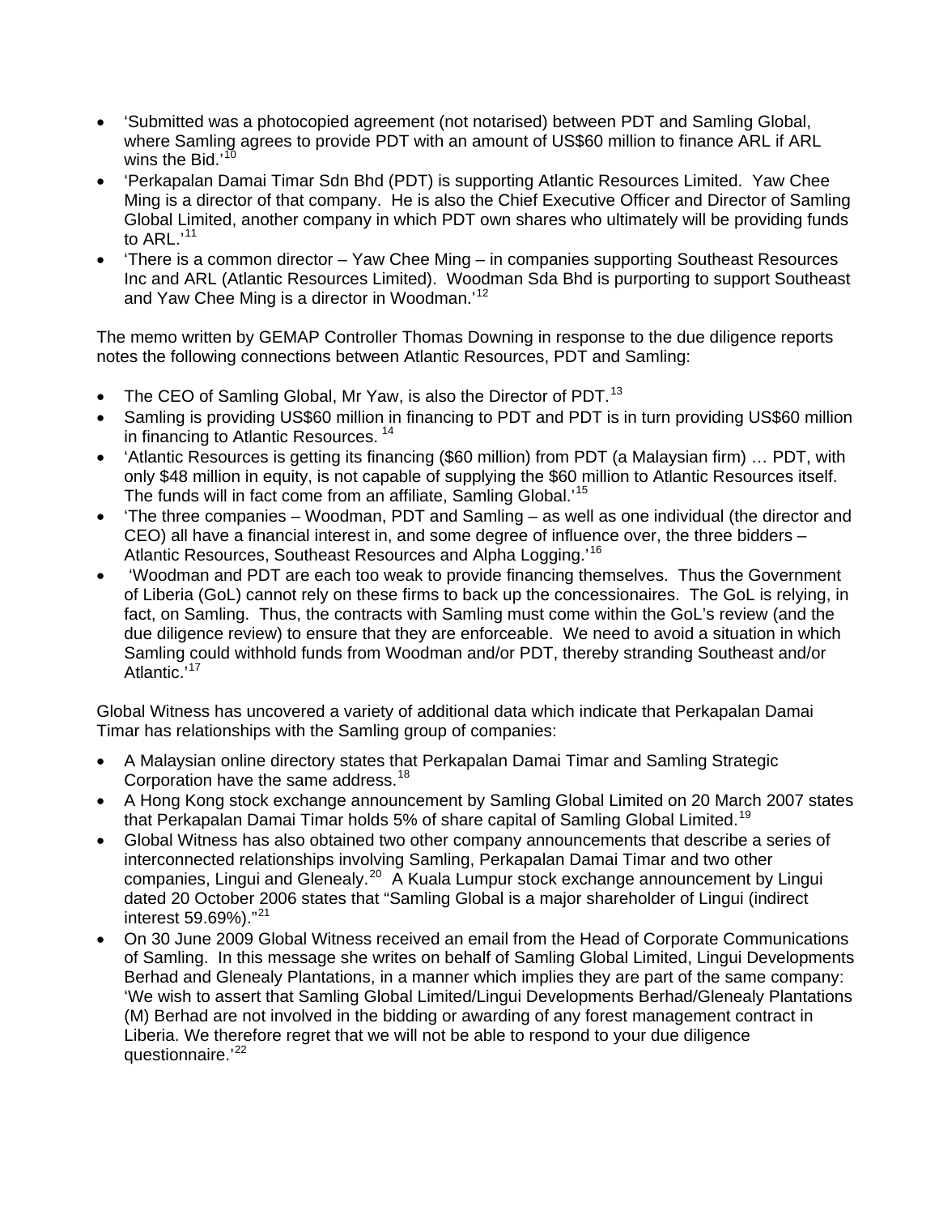- 'Submitted was a photocopied agreement (not notarised) between PDT and Samling Global, where Samling agrees to provide PDT with an amount of US$60 million to finance ARL if ARL wins the Bid.'[10]
- 'Perkapalan Damai Timar Sdn Bhd (PDT) is supporting Atlantic Resources Limited. Yaw Chee Ming is a director of that company. He is also the Chief Executive Officer and Director of Samling Global Limited, another company in which PDT own shares who ultimately will be providing funds to ARL.'[11]
- 'There is a common director – Yaw Chee Ming – in companies supporting Southeast Resources Inc and ARL (Atlantic Resources Limited). Woodman Sda Bhd is purporting to support Southeast and Yaw Chee Ming is a director in Woodman.'[12]

The memo written by GEMAP Controller Thomas Downing in response to the due diligence reports notes the following connections between Atlantic Resources, PDT and Samling:

- The CEO of Samling Global, Mr Yaw, is also the Director of PDT.[13]
- Samling is providing US$60 million in financing to PDT and PDT is in turn providing US$60 million in financing to Atlantic Resources. [14]
- 'Atlantic Resources is getting its financing ($60 million) from PDT (a Malaysian firm) … PDT, with only $48 million in equity, is not capable of supplying the $60 million to Atlantic Resources itself. The funds will in fact come from an affiliate, Samling Global.'[15]
- 'The three companies – Woodman, PDT and Samling – as well as one individual (the director and CEO) all have a financial interest in, and some degree of influence over, the three bidders – Atlantic Resources, Southeast Resources and Alpha Logging.'[16]
- 'Woodman and PDT are each too weak to provide financing themselves. Thus the Government of Liberia (GoL) cannot rely on these firms to back up the concessionaires. The GoL is relying, in fact, on Samling. Thus, the contracts with Samling must come within the GoL's review (and the due diligence review) to ensure that they are enforceable. We need to avoid a situation in which Samling could withhold funds from Woodman and/or PDT, thereby stranding Southeast and/or Atlantic.'[17]

Global Witness has uncovered a variety of additional data which indicate that Perkapalan Damai Timar has relationships with the Samling group of companies:

- A Malaysian online directory states that Perkapalan Damai Timar and Samling Strategic Corporation have the same address.[18]
- A Hong Kong stock exchange announcement by Samling Global Limited on 20 March 2007 states that Perkapalan Damai Timar holds 5% of share capital of Samling Global Limited.[19]
- Global Witness has also obtained two other company announcements that describe a series of interconnected relationships involving Samling, Perkapalan Damai Timar and two other companies, Lingui and Glenealy.[20] A Kuala Lumpur stock exchange announcement by Lingui dated 20 October 2006 states that "Samling Global is a major shareholder of Lingui (indirect interest 59.69%)."[21]
- On 30 June 2009 Global Witness received an email from the Head of Corporate Communications of Samling. In this message she writes on behalf of Samling Global Limited, Lingui Developments Berhad and Glenealy Plantations, in a manner which implies they are part of the same company: 'We wish to assert that Samling Global Limited/Lingui Developments Berhad/Glenealy Plantations (M) Berhad are not involved in the bidding or awarding of any forest management contract in Liberia. We therefore regret that we will not be able to respond to your due diligence questionnaire.'[22]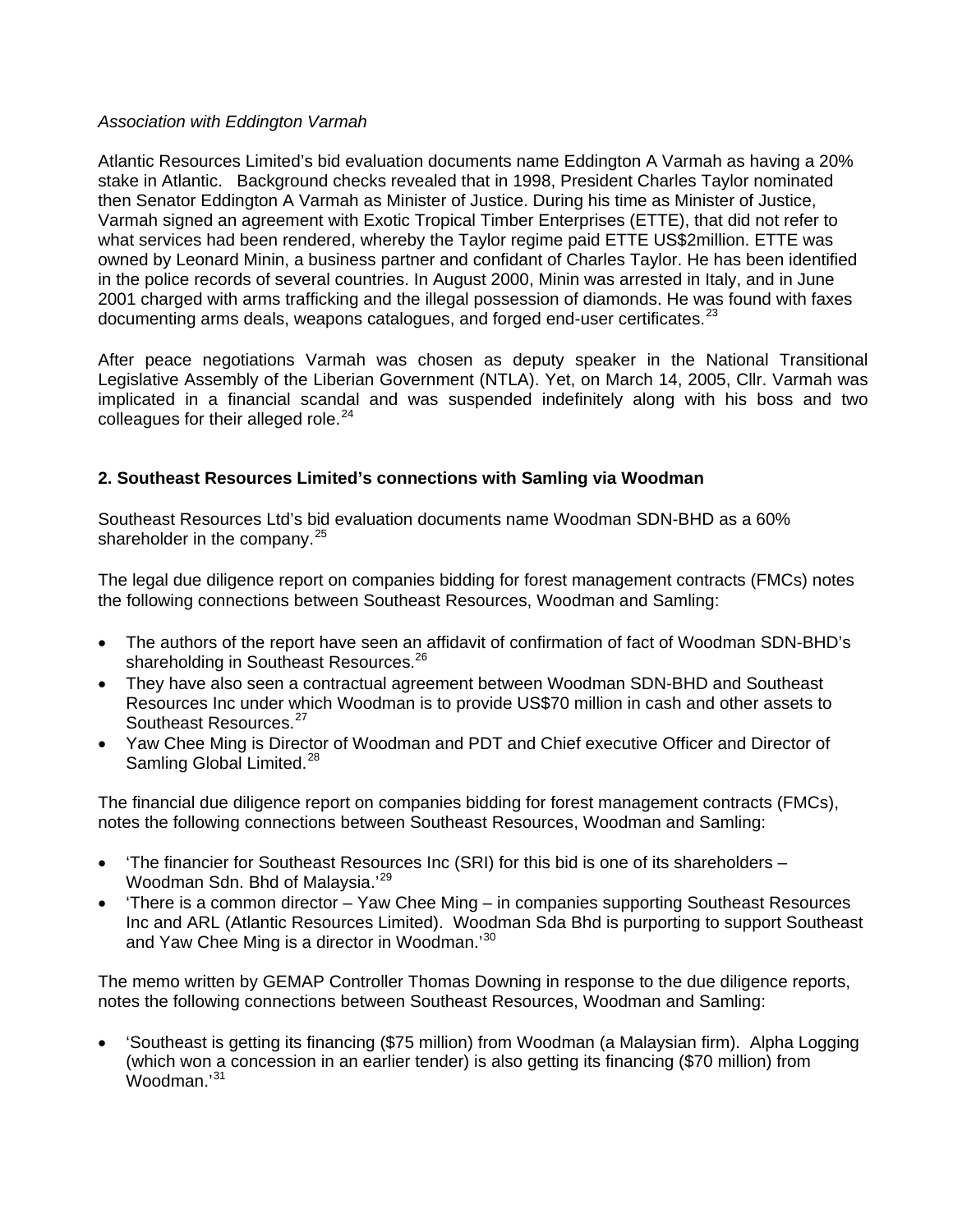*Association with Eddington Varmah*

Atlantic Resources Limited's bid evaluation documents name Eddington A Varmah as having a 20% stake in Atlantic. Background checks revealed that in 1998, President Charles Taylor nominated then Senator Eddington A Varmah as Minister of Justice. During his time as Minister of Justice, Varmah signed an agreement with Exotic Tropical Timber Enterprises (ETTE), that did not refer to what services had been rendered, whereby the Taylor regime paid ETTE US$2million. ETTE was owned by Leonard Minin, a business partner and confidant of Charles Taylor. He has been identified in the police records of several countries. In August 2000, Minin was arrested in Italy, and in June 2001 charged with arms trafficking and the illegal possession of diamonds. He was found with faxes documenting arms deals, weapons catalogues, and forged end-user certificates.[23]

After peace negotiations Varmah was chosen as deputy speaker in the National Transitional Legislative Assembly of the Liberian Government (NTLA). Yet, on March 14, 2005, Cllr. Varmah was implicated in a financial scandal and was suspended indefinitely along with his boss and two colleagues for their alleged role.[24]

## 2. Southeast Resources Limited's connections with Samling via Woodman

Southeast Resources Ltd's bid evaluation documents name Woodman SDN-BHD as a 60% shareholder in the company.[25]

The legal due diligence report on companies bidding for forest management contracts (FMCs) notes the following connections between Southeast Resources, Woodman and Samling:

- The authors of the report have seen an affidavit of confirmation of fact of Woodman SDN-BHD's shareholding in Southeast Resources.[26]
- They have also seen a contractual agreement between Woodman SDN-BHD and Southeast Resources Inc under which Woodman is to provide US$70 million in cash and other assets to Southeast Resources.[27]
- Yaw Chee Ming is Director of Woodman and PDT and Chief executive Officer and Director of Samling Global Limited.[28]

The financial due diligence report on companies bidding for forest management contracts (FMCs), notes the following connections between Southeast Resources, Woodman and Samling:

- 'The financier for Southeast Resources Inc (SRI) for this bid is one of its shareholders – Woodman Sdn. Bhd of Malaysia.'[29]
- 'There is a common director – Yaw Chee Ming – in companies supporting Southeast Resources Inc and ARL (Atlantic Resources Limited). Woodman Sda Bhd is purporting to support Southeast and Yaw Chee Ming is a director in Woodman.'[30]

The memo written by GEMAP Controller Thomas Downing in response to the due diligence reports, notes the following connections between Southeast Resources, Woodman and Samling:

- 'Southeast is getting its financing ($75 million) from Woodman (a Malaysian firm). Alpha Logging (which won a concession in an earlier tender) is also getting its financing ($70 million) from Woodman.'[31]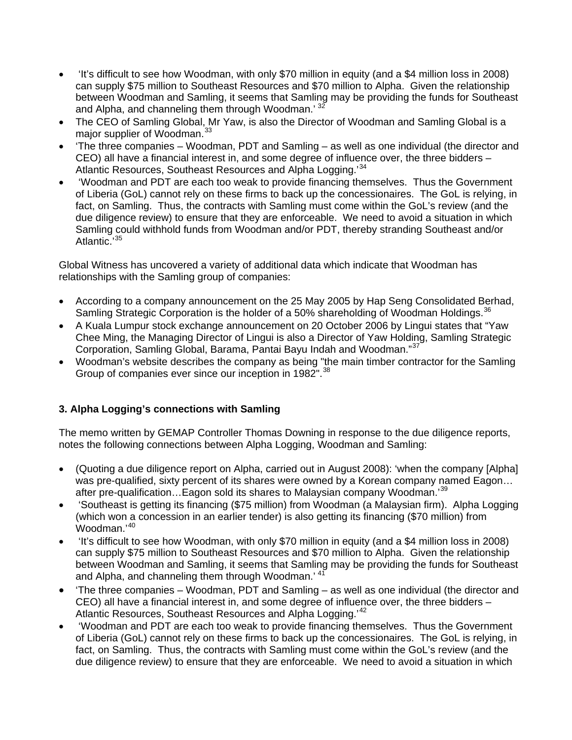- 'It's difficult to see how Woodman, with only \$70 million in equity (and a \$4 million loss in 2008) can supply \$75 million to Southeast Resources and \$70 million to Alpha. Given the relationship between Woodman and Samling, it seems that Samling may be providing the funds for Southeast and Alpha, and channeling them through Woodman.' [32]
- The CEO of Samling Global, Mr Yaw, is also the Director of Woodman and Samling Global is a major supplier of Woodman.[33]
- 'The three companies – Woodman, PDT and Samling – as well as one individual (the director and CEO) all have a financial interest in, and some degree of influence over, the three bidders – Atlantic Resources, Southeast Resources and Alpha Logging.'[34]
- 'Woodman and PDT are each too weak to provide financing themselves. Thus the Government of Liberia (GoL) cannot rely on these firms to back up the concessionaires. The GoL is relying, in fact, on Samling. Thus, the contracts with Samling must come within the GoL's review (and the due diligence review) to ensure that they are enforceable. We need to avoid a situation in which Samling could withhold funds from Woodman and/or PDT, thereby stranding Southeast and/or Atlantic.'[35]

Global Witness has uncovered a variety of additional data which indicate that Woodman has relationships with the Samling group of companies:

- According to a company announcement on the 25 May 2005 by Hap Seng Consolidated Berhad, Samling Strategic Corporation is the holder of a 50% shareholding of Woodman Holdings.[36]
- A Kuala Lumpur stock exchange announcement on 20 October 2006 by Lingui states that "Yaw Chee Ming, the Managing Director of Lingui is also a Director of Yaw Holding, Samling Strategic Corporation, Samling Global, Barama, Pantai Bayu Indah and Woodman."[37]
- Woodman's website describes the company as being "the main timber contractor for the Samling Group of companies ever since our inception in 1982".[38]

### 3. Alpha Logging's connections with Samling

The memo written by GEMAP Controller Thomas Downing in response to the due diligence reports, notes the following connections between Alpha Logging, Woodman and Samling:

- (Quoting a due diligence report on Alpha, carried out in August 2008): 'when the company [Alpha] was pre-qualified, sixty percent of its shares were owned by a Korean company named Eagon… after pre-qualification…Eagon sold its shares to Malaysian company Woodman.'[39]
- 'Southeast is getting its financing (\$75 million) from Woodman (a Malaysian firm). Alpha Logging (which won a concession in an earlier tender) is also getting its financing (\$70 million) from Woodman.'[40]
- 'It's difficult to see how Woodman, with only \$70 million in equity (and a \$4 million loss in 2008) can supply \$75 million to Southeast Resources and \$70 million to Alpha. Given the relationship between Woodman and Samling, it seems that Samling may be providing the funds for Southeast and Alpha, and channeling them through Woodman.' [41]
- 'The three companies – Woodman, PDT and Samling – as well as one individual (the director and CEO) all have a financial interest in, and some degree of influence over, the three bidders – Atlantic Resources, Southeast Resources and Alpha Logging.'[42]
- 'Woodman and PDT are each too weak to provide financing themselves. Thus the Government of Liberia (GoL) cannot rely on these firms to back up the concessionaires. The GoL is relying, in fact, on Samling. Thus, the contracts with Samling must come within the GoL's review (and the due diligence review) to ensure that they are enforceable. We need to avoid a situation in which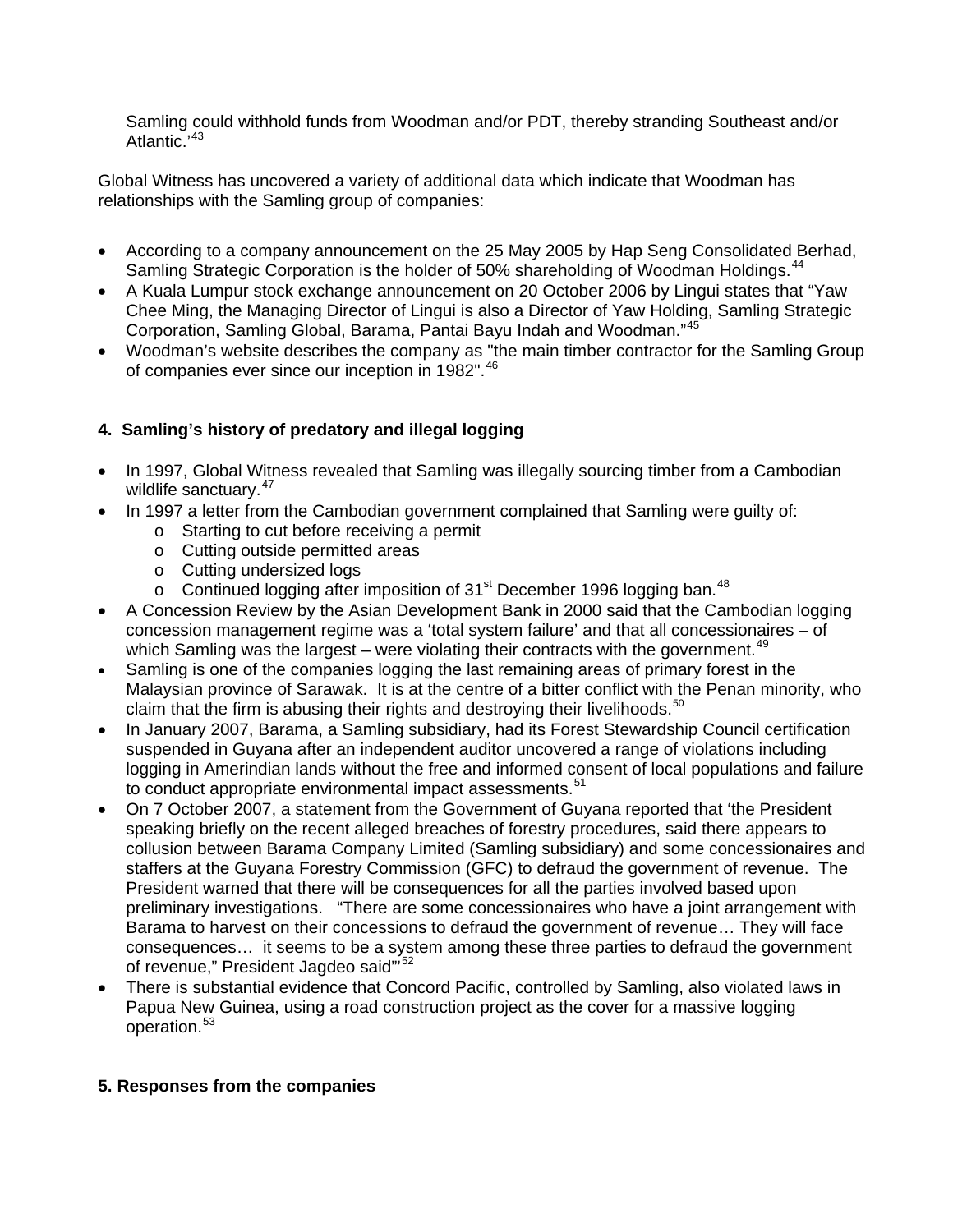Samling could withhold funds from Woodman and/or PDT, thereby stranding Southeast and/or Atlantic.'[43]

Global Witness has uncovered a variety of additional data which indicate that Woodman has relationships with the Samling group of companies:

- According to a company announcement on the 25 May 2005 by Hap Seng Consolidated Berhad, Samling Strategic Corporation is the holder of 50% shareholding of Woodman Holdings.[44]
- A Kuala Lumpur stock exchange announcement on 20 October 2006 by Lingui states that "Yaw Chee Ming, the Managing Director of Lingui is also a Director of Yaw Holding, Samling Strategic Corporation, Samling Global, Barama, Pantai Bayu Indah and Woodman."[45]
- Woodman's website describes the company as "the main timber contractor for the Samling Group of companies ever since our inception in 1982".[46]

## 4. Samling's history of predatory and illegal logging

- In 1997, Global Witness revealed that Samling was illegally sourcing timber from a Cambodian wildlife sanctuary.[47]
- In 1997 a letter from the Cambodian government complained that Samling were guilty of:
  - Starting to cut before receiving a permit
  - Cutting outside permitted areas
  - Cutting undersized logs
  - Continued logging after imposition of 31st December 1996 logging ban.[48]
- A Concession Review by the Asian Development Bank in 2000 said that the Cambodian logging concession management regime was a 'total system failure' and that all concessionaires – of which Samling was the largest – were violating their contracts with the government.[49]
- Samling is one of the companies logging the last remaining areas of primary forest in the Malaysian province of Sarawak. It is at the centre of a bitter conflict with the Penan minority, who claim that the firm is abusing their rights and destroying their livelihoods.[50]
- In January 2007, Barama, a Samling subsidiary, had its Forest Stewardship Council certification suspended in Guyana after an independent auditor uncovered a range of violations including logging in Amerindian lands without the free and informed consent of local populations and failure to conduct appropriate environmental impact assessments.[51]
- On 7 October 2007, a statement from the Government of Guyana reported that 'the President speaking briefly on the recent alleged breaches of forestry procedures, said there appears to collusion between Barama Company Limited (Samling subsidiary) and some concessionaires and staffers at the Guyana Forestry Commission (GFC) to defraud the government of revenue. The President warned that there will be consequences for all the parties involved based upon preliminary investigations. "There are some concessionaires who have a joint arrangement with Barama to harvest on their concessions to defraud the government of revenue… They will face consequences… it seems to be a system among these three parties to defraud the government of revenue," President Jagdeo said"'[52]
- There is substantial evidence that Concord Pacific, controlled by Samling, also violated laws in Papua New Guinea, using a road construction project as the cover for a massive logging operation.[53]

## 5. Responses from the companies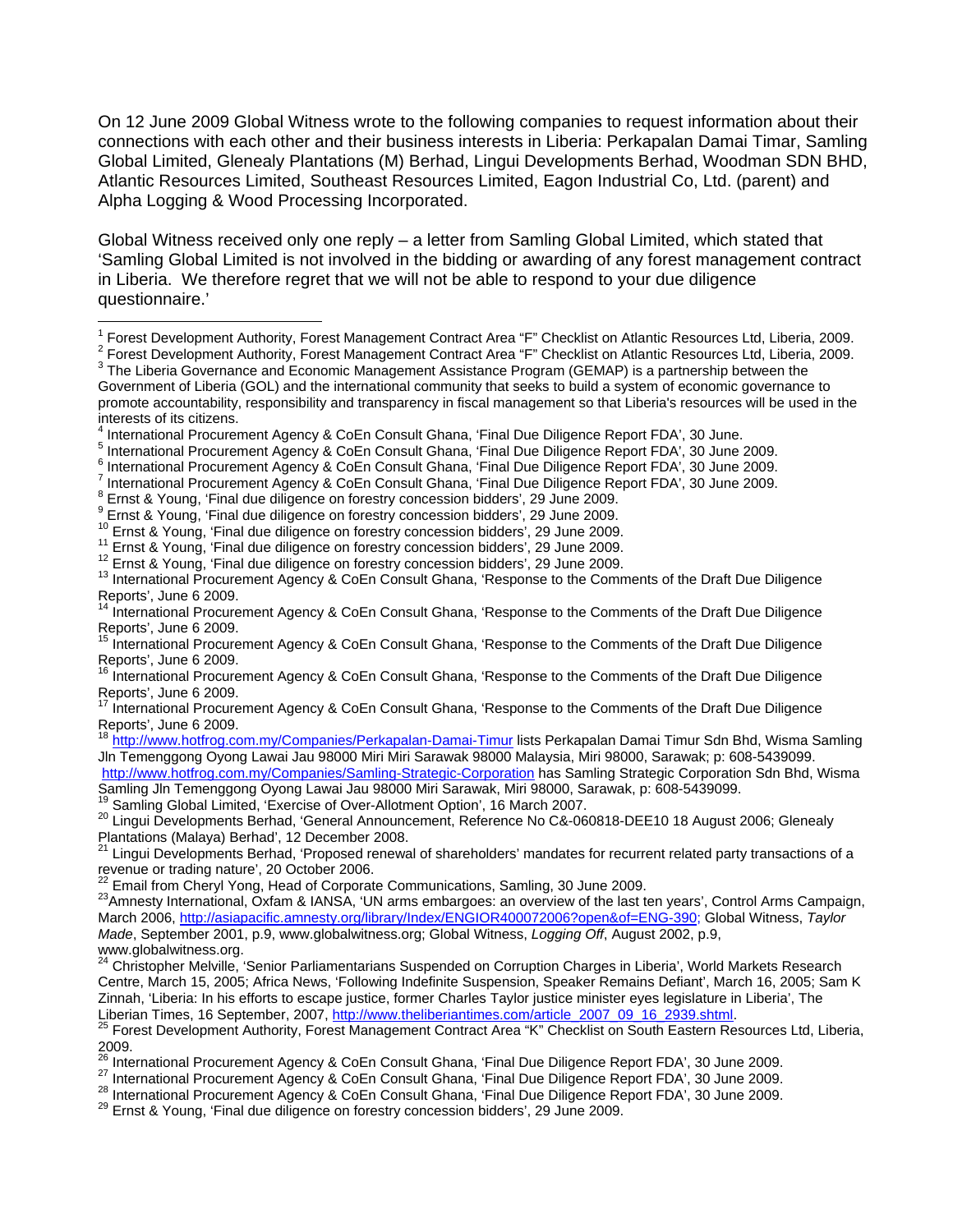On 12 June 2009 Global Witness wrote to the following companies to request information about their connections with each other and their business interests in Liberia: Perkapalan Damai Timar, Samling Global Limited, Glenealy Plantations (M) Berhad, Lingui Developments Berhad, Woodman SDN BHD, Atlantic Resources Limited, Southeast Resources Limited, Eagon Industrial Co, Ltd. (parent) and Alpha Logging & Wood Processing Incorporated.

Global Witness received only one reply – a letter from Samling Global Limited, which stated that 'Samling Global Limited is not involved in the bidding or awarding of any forest management contract in Liberia. We therefore regret that we will not be able to respond to your due diligence questionnaire.'

---

[1] Forest Development Authority, Forest Management Contract Area "F" Checklist on Atlantic Resources Ltd, Liberia, 2009.

[2] Forest Development Authority, Forest Management Contract Area "F" Checklist on Atlantic Resources Ltd, Liberia, 2009.

[3] The Liberia Governance and Economic Management Assistance Program (GEMAP) is a partnership between the Government of Liberia (GOL) and the international community that seeks to build a system of economic governance to promote accountability, responsibility and transparency in fiscal management so that Liberia's resources will be used in the interests of its citizens.

[4] International Procurement Agency & CoEn Consult Ghana, 'Final Due Diligence Report FDA', 30 June.

[5] International Procurement Agency & CoEn Consult Ghana, 'Final Due Diligence Report FDA', 30 June 2009.

[6] International Procurement Agency & CoEn Consult Ghana, 'Final Due Diligence Report FDA', 30 June 2009.

[7] International Procurement Agency & CoEn Consult Ghana, 'Final Due Diligence Report FDA', 30 June 2009.

[8] Ernst & Young, 'Final due diligence on forestry concession bidders', 29 June 2009.

[9] Ernst & Young, 'Final due diligence on forestry concession bidders', 29 June 2009.

[10] Ernst & Young, 'Final due diligence on forestry concession bidders', 29 June 2009.

[11] Ernst & Young, 'Final due diligence on forestry concession bidders', 29 June 2009.

[12] Ernst & Young, 'Final due diligence on forestry concession bidders', 29 June 2009.

[13] International Procurement Agency & CoEn Consult Ghana, 'Response to the Comments of the Draft Due Diligence Reports', June 6 2009.

[14] International Procurement Agency & CoEn Consult Ghana, 'Response to the Comments of the Draft Due Diligence Reports', June 6 2009.

[15] International Procurement Agency & CoEn Consult Ghana, 'Response to the Comments of the Draft Due Diligence Reports', June 6 2009.

[16] International Procurement Agency & CoEn Consult Ghana, 'Response to the Comments of the Draft Due Diligence Reports', June 6 2009.

[17] International Procurement Agency & CoEn Consult Ghana, 'Response to the Comments of the Draft Due Diligence Reports', June 6 2009.

[18] http://www.hotfrog.com.my/Companies/Perkapalan-Damai-Timur lists Perkapalan Damai Timur Sdn Bhd, Wisma Samling Jln Temenggong Oyong Lawai Jau 98000 Miri Miri Sarawak 98000 Malaysia, Miri 98000, Sarawak; p: 608-5439099. http://www.hotfrog.com.my/Companies/Samling-Strategic-Corporation has Samling Strategic Corporation Sdn Bhd, Wisma Samling Jln Temenggong Oyong Lawai Jau 98000 Miri Sarawak, Miri 98000, Sarawak, p: 608-5439099.

[19] Samling Global Limited, 'Exercise of Over-Allotment Option', 16 March 2007.

[20] Lingui Developments Berhad, 'General Announcement, Reference No C&-060818-DEE10 18 August 2006; Glenealy Plantations (Malaya) Berhad', 12 December 2008.

[21] Lingui Developments Berhad, 'Proposed renewal of shareholders' mandates for recurrent related party transactions of a revenue or trading nature', 20 October 2006.

[22] Email from Cheryl Yong, Head of Corporate Communications, Samling, 30 June 2009.

[23] Amnesty International, Oxfam & IANSA, 'UN arms embargoes: an overview of the last ten years', Control Arms Campaign, March 2006, http://asiapacific.amnesty.org/library/Index/ENGIOR400072006?open&of=ENG-390; Global Witness, *Taylor Made*, September 2001, p.9, www.globalwitness.org; Global Witness, *Logging Off*, August 2002, p.9, www.globalwitness.org.

[24] Christopher Melville, 'Senior Parliamentarians Suspended on Corruption Charges in Liberia', World Markets Research Centre, March 15, 2005; Africa News, 'Following Indefinite Suspension, Speaker Remains Defiant', March 16, 2005; Sam K Zinnah, 'Liberia: In his efforts to escape justice, former Charles Taylor justice minister eyes legislature in Liberia', The Liberian Times, 16 September, 2007, http://www.theliberiantimes.com/article_2007_09_16_2939.shtml.

[25] Forest Development Authority, Forest Management Contract Area "K" Checklist on South Eastern Resources Ltd, Liberia, 2009.

[26] International Procurement Agency & CoEn Consult Ghana, 'Final Due Diligence Report FDA', 30 June 2009.

[27] International Procurement Agency & CoEn Consult Ghana, 'Final Due Diligence Report FDA', 30 June 2009.

[28] International Procurement Agency & CoEn Consult Ghana, 'Final Due Diligence Report FDA', 30 June 2009.

[29] Ernst & Young, 'Final due diligence on forestry concession bidders', 29 June 2009.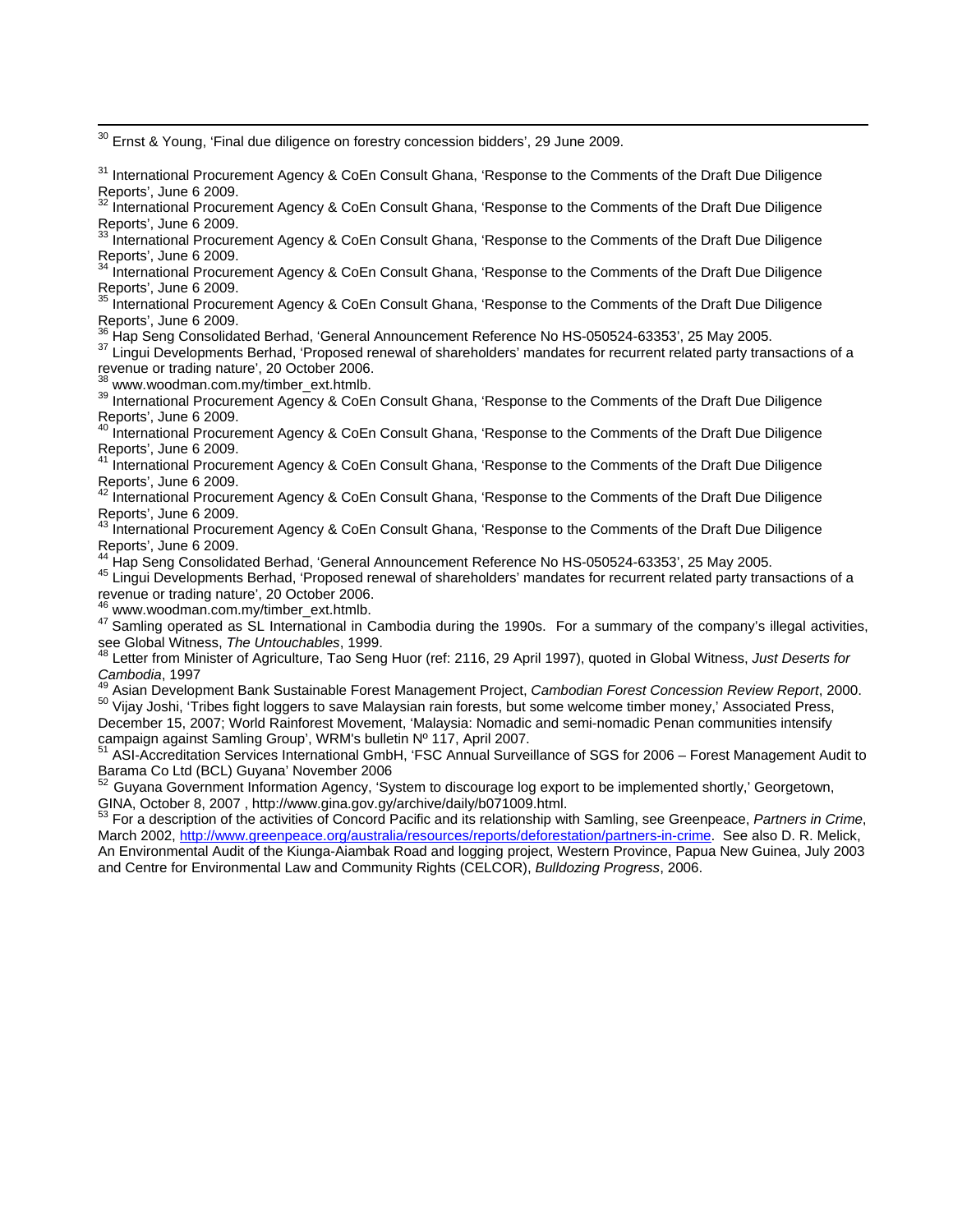[30] Ernst & Young, 'Final due diligence on forestry concession bidders', 29 June 2009.

[31] International Procurement Agency & CoEn Consult Ghana, 'Response to the Comments of the Draft Due Diligence Reports', June 6 2009.

[32] International Procurement Agency & CoEn Consult Ghana, 'Response to the Comments of the Draft Due Diligence Reports', June 6 2009.

[33] International Procurement Agency & CoEn Consult Ghana, 'Response to the Comments of the Draft Due Diligence Reports', June 6 2009.

[34] International Procurement Agency & CoEn Consult Ghana, 'Response to the Comments of the Draft Due Diligence Reports', June 6 2009.

[35] International Procurement Agency & CoEn Consult Ghana, 'Response to the Comments of the Draft Due Diligence Reports', June 6 2009.

[36] Hap Seng Consolidated Berhad, 'General Announcement Reference No HS-050524-63353', 25 May 2005.

[37] Lingui Developments Berhad, 'Proposed renewal of shareholders' mandates for recurrent related party transactions of a revenue or trading nature', 20 October 2006.

[38] www.woodman.com.my/timber_ext.htmlb.

[39] International Procurement Agency & CoEn Consult Ghana, 'Response to the Comments of the Draft Due Diligence Reports', June 6 2009.

[40] International Procurement Agency & CoEn Consult Ghana, 'Response to the Comments of the Draft Due Diligence Reports', June 6 2009.

[41] International Procurement Agency & CoEn Consult Ghana, 'Response to the Comments of the Draft Due Diligence Reports', June 6 2009.

[42] International Procurement Agency & CoEn Consult Ghana, 'Response to the Comments of the Draft Due Diligence Reports', June 6 2009.

[43] International Procurement Agency & CoEn Consult Ghana, 'Response to the Comments of the Draft Due Diligence Reports', June 6 2009.

[44] Hap Seng Consolidated Berhad, 'General Announcement Reference No HS-050524-63353', 25 May 2005.

[45] Lingui Developments Berhad, 'Proposed renewal of shareholders' mandates for recurrent related party transactions of a revenue or trading nature', 20 October 2006.

[46] www.woodman.com.my/timber_ext.htmlb.

[47] Samling operated as SL International in Cambodia during the 1990s. For a summary of the company's illegal activities, see Global Witness, *The Untouchables*, 1999.

[48] Letter from Minister of Agriculture, Tao Seng Huor (ref: 2116, 29 April 1997), quoted in Global Witness, *Just Deserts for Cambodia*, 1997

[49] Asian Development Bank Sustainable Forest Management Project, *Cambodian Forest Concession Review Report*, 2000.

[50] Vijay Joshi, 'Tribes fight loggers to save Malaysian rain forests, but some welcome timber money,' Associated Press, December 15, 2007; World Rainforest Movement, 'Malaysia: Nomadic and semi-nomadic Penan communities intensify campaign against Samling Group', WRM's bulletin Nº 117, April 2007.

[51] ASI-Accreditation Services International GmbH, 'FSC Annual Surveillance of SGS for 2006 – Forest Management Audit to Barama Co Ltd (BCL) Guyana' November 2006

[52] Guyana Government Information Agency, 'System to discourage log export to be implemented shortly,' Georgetown, GINA, October 8, 2007 , http://www.gina.gov.gy/archive/daily/b071009.html.

[53] For a description of the activities of Concord Pacific and its relationship with Samling, see Greenpeace, *Partners in Crime*, March 2002, http://www.greenpeace.org/australia/resources/reports/deforestation/partners-in-crime. See also D. R. Melick, An Environmental Audit of the Kiunga-Aiambak Road and logging project, Western Province, Papua New Guinea, July 2003 and Centre for Environmental Law and Community Rights (CELCOR), *Bulldozing Progress*, 2006.